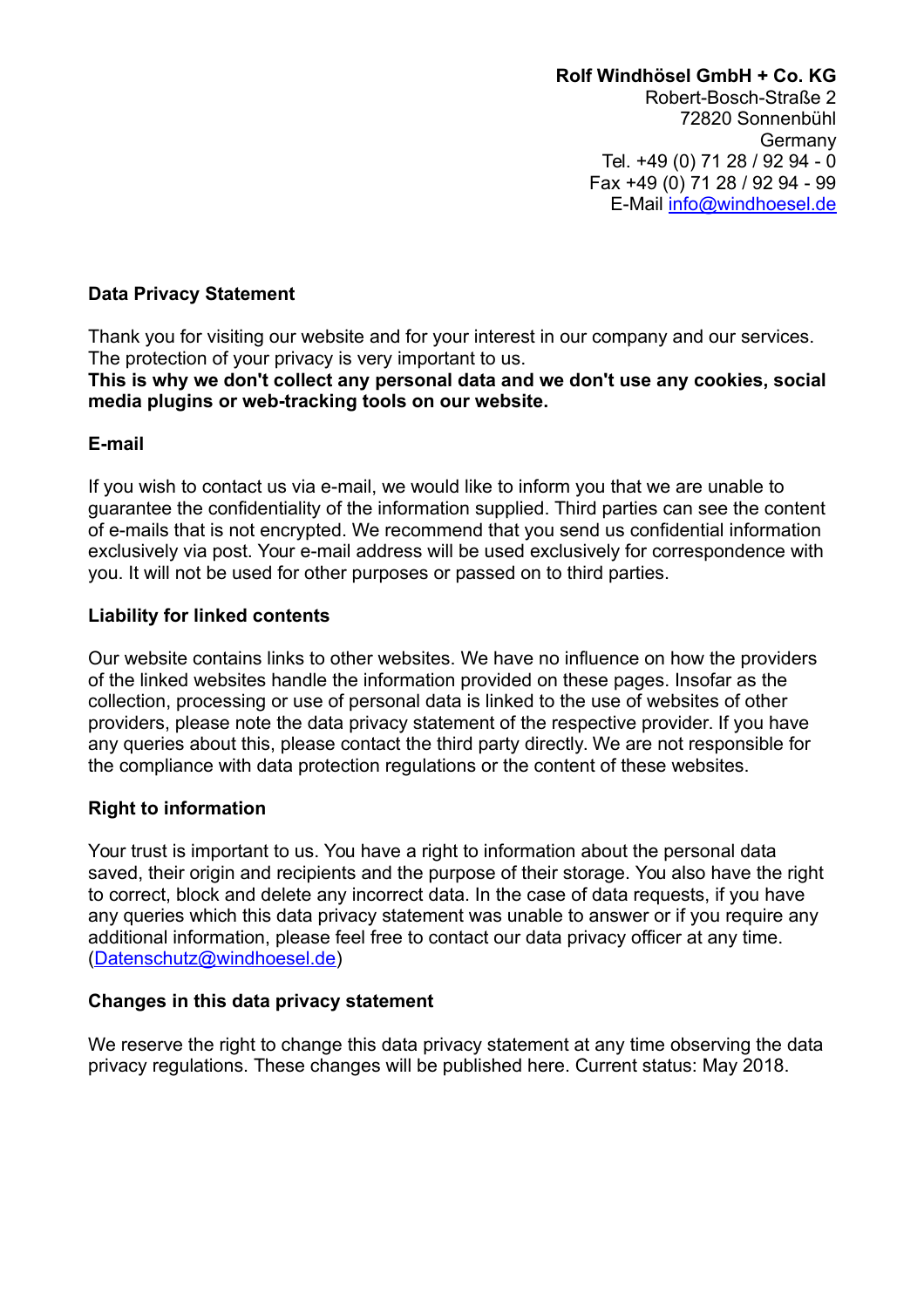**Rolf Windhösel GmbH + Co. KG**
Robert-Bosch-Straße 2
72820 Sonnenbühl
Germany
Tel. +49 (0) 71 28 / 92 94 - 0
Fax +49 (0) 71 28 / 92 94 - 99
E-Mail info@windhoesel.de

## Data Privacy Statement

Thank you for visiting our website and for your interest in our company and our services. The protection of your privacy is very important to us.
**This is why we don't collect any personal data and we don't use any cookies, social media plugins or web-tracking tools on our website.**

### E-mail

If you wish to contact us via e-mail, we would like to inform you that we are unable to guarantee the confidentiality of the information supplied. Third parties can see the content of e-mails that is not encrypted. We recommend that you send us confidential information exclusively via post. Your e-mail address will be used exclusively for correspondence with you. It will not be used for other purposes or passed on to third parties.

### Liability for linked contents

Our website contains links to other websites. We have no influence on how the providers of the linked websites handle the information provided on these pages. Insofar as the collection, processing or use of personal data is linked to the use of websites of other providers, please note the data privacy statement of the respective provider. If you have any queries about this, please contact the third party directly. We are not responsible for the compliance with data protection regulations or the content of these websites.

### Right to information

Your trust is important to us. You have a right to information about the personal data saved, their origin and recipients and the purpose of their storage. You also have the right to correct, block and delete any incorrect data. In the case of data requests, if you have any queries which this data privacy statement was unable to answer or if you require any additional information, please feel free to contact our data privacy officer at any time. (Datenschutz@windhoesel.de)

### Changes in this data privacy statement

We reserve the right to change this data privacy statement at any time observing the data privacy regulations. These changes will be published here. Current status: May 2018.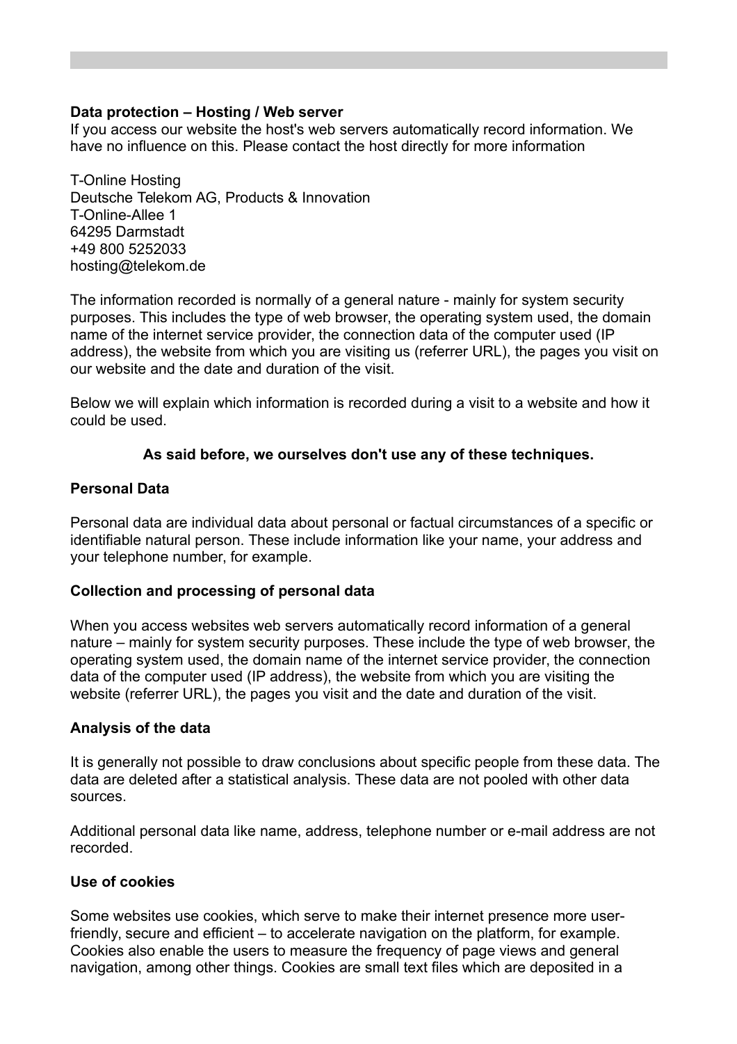**Data protection – Hosting / Web server**
If you access our website the host's web servers automatically record information. We have no influence on this. Please contact the host directly for more information

T-Online Hosting
Deutsche Telekom AG, Products & Innovation
T-Online-Allee 1
64295 Darmstadt
+49 800 5252033
hosting@telekom.de

The information recorded is normally of a general nature - mainly for system security purposes. This includes the type of web browser, the operating system used, the domain name of the internet service provider, the connection data of the computer used (IP address), the website from which you are visiting us (referrer URL), the pages you visit on our website and the date and duration of the visit.

Below we will explain which information is recorded during a visit to a website and how it could be used.

**As said before, we ourselves don't use any of these techniques.**

**Personal Data**

Personal data are individual data about personal or factual circumstances of a specific or identifiable natural person. These include information like your name, your address and your telephone number, for example.

**Collection and processing of personal data**

When you access websites web servers automatically record information of a general nature – mainly for system security purposes. These include the type of web browser, the operating system used, the domain name of the internet service provider, the connection data of the computer used (IP address), the website from which you are visiting the website (referrer URL), the pages you visit and the date and duration of the visit.

**Analysis of the data**

It is generally not possible to draw conclusions about specific people from these data. The data are deleted after a statistical analysis. These data are not pooled with other data sources.

Additional personal data like name, address, telephone number or e-mail address are not recorded.

**Use of cookies**

Some websites use cookies, which serve to make their internet presence more user-friendly, secure and efficient – to accelerate navigation on the platform, for example. Cookies also enable the users to measure the frequency of page views and general navigation, among other things. Cookies are small text files which are deposited in a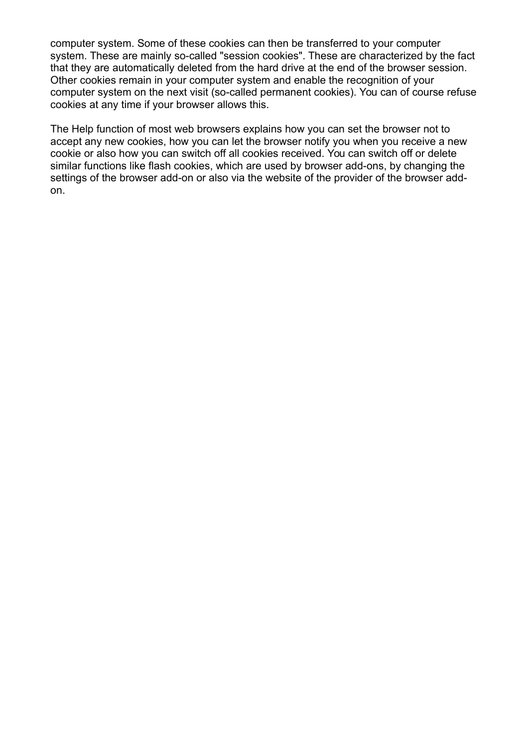computer system. Some of these cookies can then be transferred to your computer system. These are mainly so-called "session cookies". These are characterized by the fact that they are automatically deleted from the hard drive at the end of the browser session. Other cookies remain in your computer system and enable the recognition of your computer system on the next visit (so-called permanent cookies). You can of course refuse cookies at any time if your browser allows this.

The Help function of most web browsers explains how you can set the browser not to accept any new cookies, how you can let the browser notify you when you receive a new cookie or also how you can switch off all cookies received. You can switch off or delete similar functions like flash cookies, which are used by browser add-ons, by changing the settings of the browser add-on or also via the website of the provider of the browser add-on.